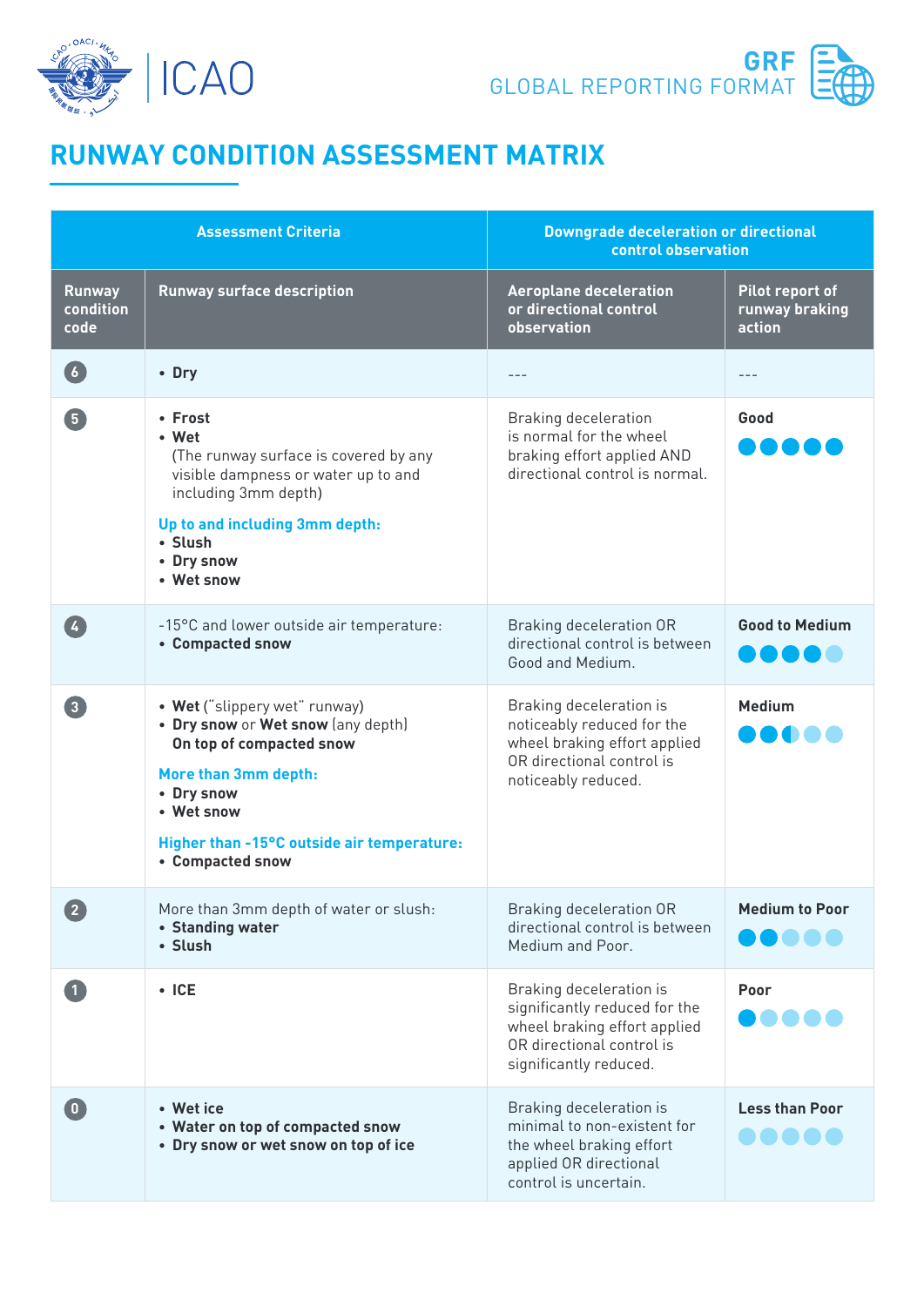ICAO

GRF GLOBAL REPORTING FORMAT

# RUNWAY CONDITION ASSESSMENT MATRIX

| Assessment Criteria | | Downgrade deceleration or directional control observation | |
|---|---|---|---|
| **Runway condition code** | **Runway surface description** | **Aeroplane deceleration or directional control observation** | **Pilot report of runway braking action** |
| 6 | • **Dry** | --- | --- |
| 5 | • **Frost**<br>• **Wet**<br>(The runway surface is covered by any visible dampness or water up to and including 3mm depth)<br>**Up to and including 3mm depth:**<br>• **Slush**<br>• **Dry snow**<br>• **Wet snow** | Braking deceleration is normal for the wheel braking effort applied AND directional control is normal. | **Good** |
| 4 | -15°C and lower outside air temperature:<br>• **Compacted snow** | Braking deceleration OR directional control is between Good and Medium. | **Good to Medium** |
| 3 | • **Wet** ("slippery wet" runway)<br>• **Dry snow** or **Wet snow** (any depth) **On top of compacted snow**<br>**More than 3mm depth:**<br>• **Dry snow**<br>• **Wet snow**<br>**Higher than -15°C outside air temperature:**<br>• **Compacted snow** | Braking deceleration is noticeably reduced for the wheel braking effort applied OR directional control is noticeably reduced. | **Medium** |
| 2 | More than 3mm depth of water or slush:<br>• **Standing water**<br>• **Slush** | Braking deceleration OR directional control is between Medium and Poor. | **Medium to Poor** |
| 1 | • **ICE** | Braking deceleration is significantly reduced for the wheel braking effort applied OR directional control is significantly reduced. | **Poor** |
| 0 | • **Wet ice**<br>• **Water on top of compacted snow**<br>• **Dry snow or wet snow on top of ice** | Braking deceleration is minimal to non-existent for the wheel braking effort applied OR directional control is uncertain. | **Less than Poor** |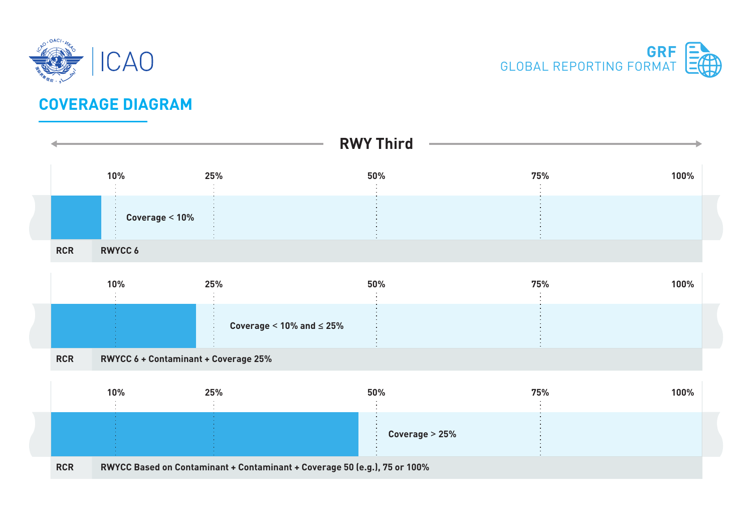ICAO

GRF
GLOBAL REPORTING FORMAT

## COVERAGE DIAGRAM

RWY Third

10% 25% 50% 75% 100%

Coverage < 10%

RCR RWYCC 6

10% 25% 50% 75% 100%

Coverage < 10% and ≤ 25%

RCR RWYCC 6 + Contaminant + Coverage 25%

10% 25% 50% 75% 100%

Coverage > 25%

RCR RWYCC Based on Contaminant + Contaminant + Coverage 50 (e.g.), 75 or 100%